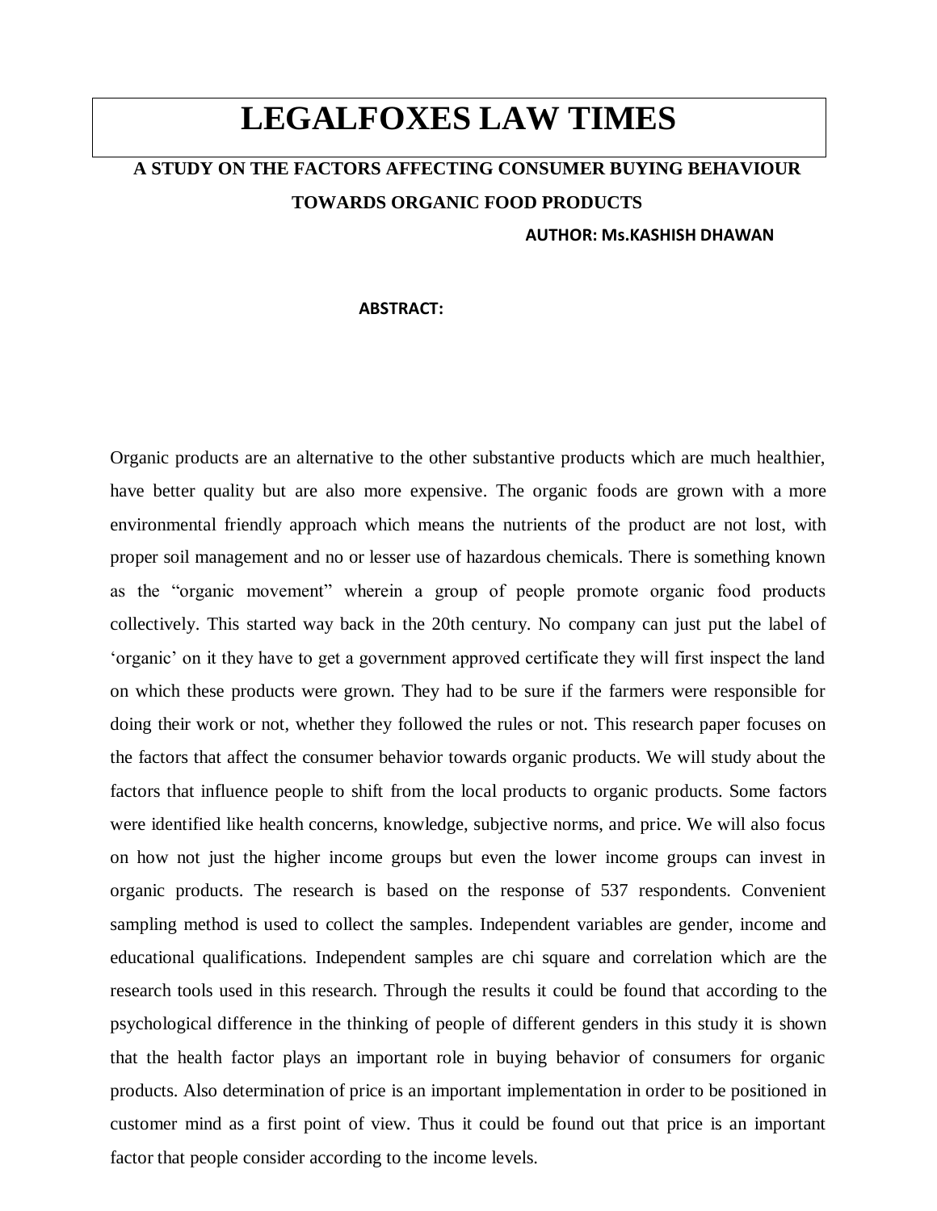# LEGALFOXES LAW TIMES

## A STUDY ON THE FACTORS AFFECTING CONSUMER BUYING BEHAVIOUR TOWARDS ORGANIC FOOD PRODUCTS

**AUTHOR: Ms.KASHISH DHAWAN**

### ABSTRACT:

Organic products are an alternative to the other substantive products which are much healthier, have better quality but are also more expensive. The organic foods are grown with a more environmental friendly approach which means the nutrients of the product are not lost, with proper soil management and no or lesser use of hazardous chemicals. There is something known as the "organic movement" wherein a group of people promote organic food products collectively. This started way back in the 20th century. No company can just put the label of 'organic' on it they have to get a government approved certificate they will first inspect the land on which these products were grown. They had to be sure if the farmers were responsible for doing their work or not, whether they followed the rules or not. This research paper focuses on the factors that affect the consumer behavior towards organic products. We will study about the factors that influence people to shift from the local products to organic products. Some factors were identified like health concerns, knowledge, subjective norms, and price. We will also focus on how not just the higher income groups but even the lower income groups can invest in organic products. The research is based on the response of 537 respondents. Convenient sampling method is used to collect the samples. Independent variables are gender, income and educational qualifications. Independent samples are chi square and correlation which are the research tools used in this research. Through the results it could be found that according to the psychological difference in the thinking of people of different genders in this study it is shown that the health factor plays an important role in buying behavior of consumers for organic products. Also determination of price is an important implementation in order to be positioned in customer mind as a first point of view. Thus it could be found out that price is an important factor that people consider according to the income levels.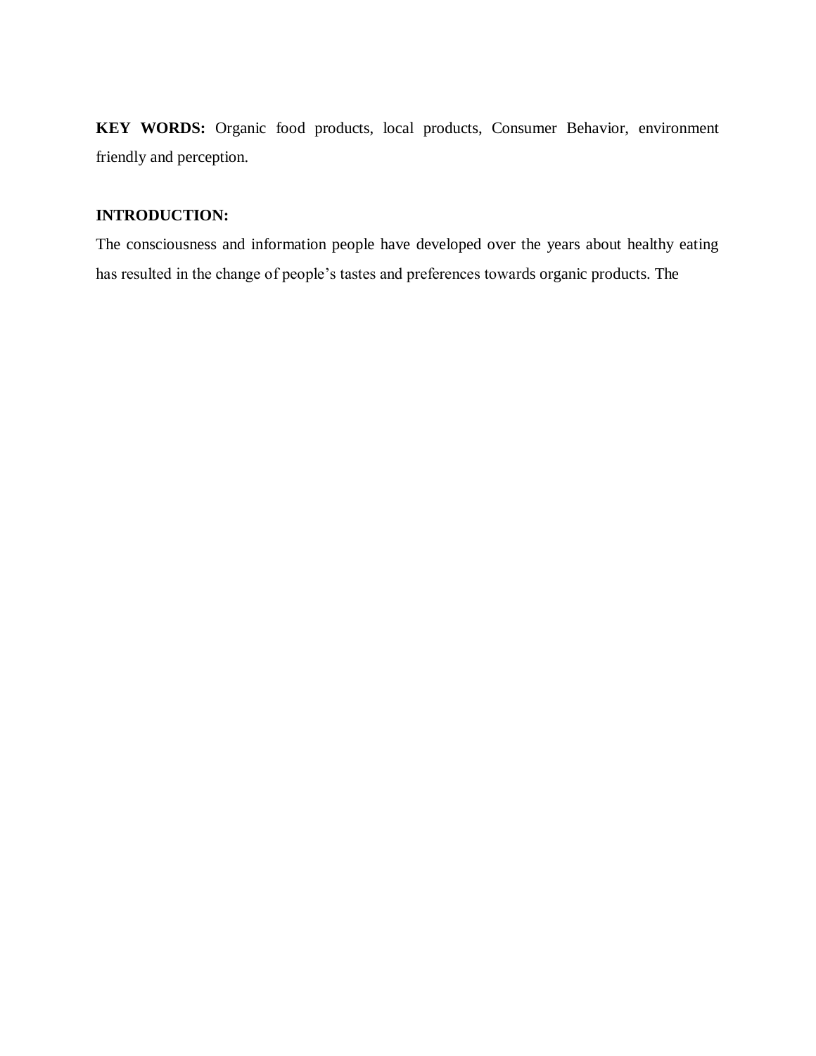**KEY WORDS:** Organic food products, local products, Consumer Behavior, environment friendly and perception.

## INTRODUCTION:

The consciousness and information people have developed over the years about healthy eating has resulted in the change of people's tastes and preferences towards organic products. The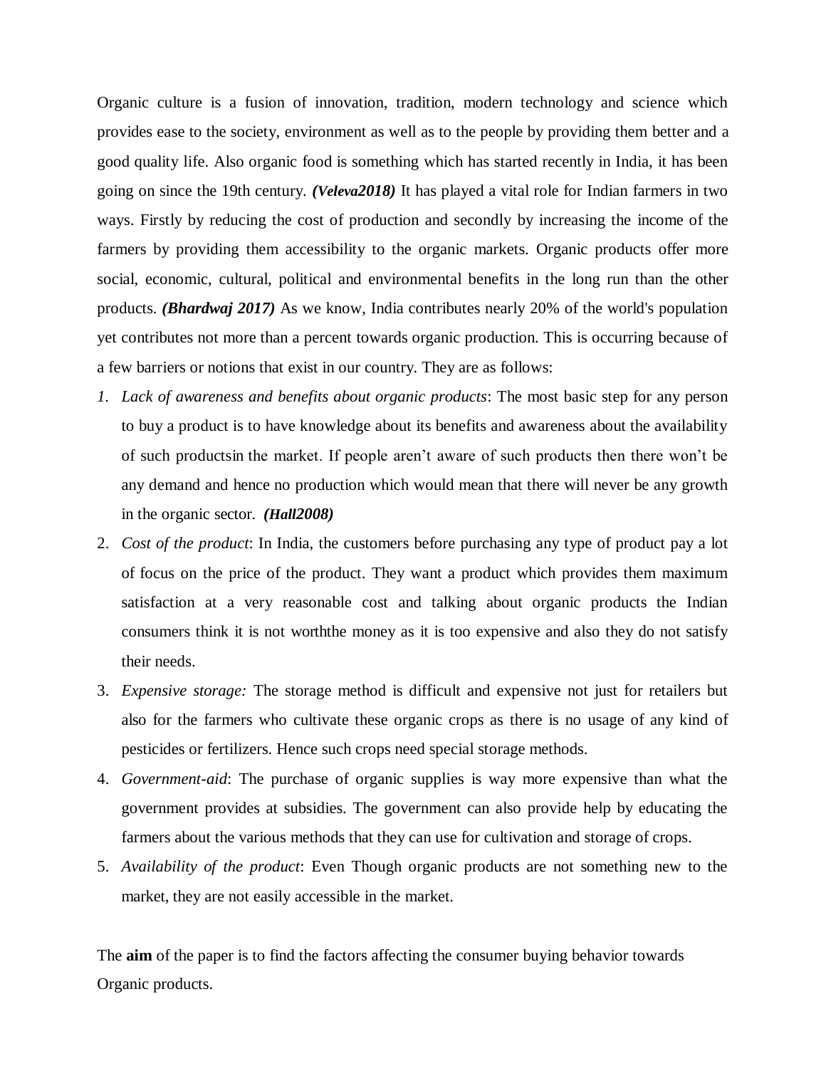Organic culture is a fusion of innovation, tradition, modern technology and science which provides ease to the society, environment as well as to the people by providing them better and a good quality life. Also organic food is something which has started recently in India, it has been going on since the 19th century. ***(Veleva2018)*** It has played a vital role for Indian farmers in two ways. Firstly by reducing the cost of production and secondly by increasing the income of the farmers by providing them accessibility to the organic markets. Organic products offer more social, economic, cultural, political and environmental benefits in the long run than the other products. ***(Bhardwaj 2017)*** As we know, India contributes nearly 20% of the world's population yet contributes not more than a percent towards organic production. This is occurring because of a few barriers or notions that exist in our country. They are as follows:

1. *Lack of awareness and benefits about organic products*: The most basic step for any person to buy a product is to have knowledge about its benefits and awareness about the availability of such productsin the market. If people aren't aware of such products then there won't be any demand and hence no production which would mean that there will never be any growth in the organic sector. ***(Hall2008)***
2. *Cost of the product*: In India, the customers before purchasing any type of product pay a lot of focus on the price of the product. They want a product which provides them maximum satisfaction at a very reasonable cost and talking about organic products the Indian consumers think it is not worththe money as it is too expensive and also they do not satisfy their needs.
3. *Expensive storage:* The storage method is difficult and expensive not just for retailers but also for the farmers who cultivate these organic crops as there is no usage of any kind of pesticides or fertilizers. Hence such crops need special storage methods.
4. *Government-aid*: The purchase of organic supplies is way more expensive than what the government provides at subsidies. The government can also provide help by educating the farmers about the various methods that they can use for cultivation and storage of crops.
5. *Availability of the product*: Even Though organic products are not something new to the market, they are not easily accessible in the market.

The **aim** of the paper is to find the factors affecting the consumer buying behavior towards Organic products.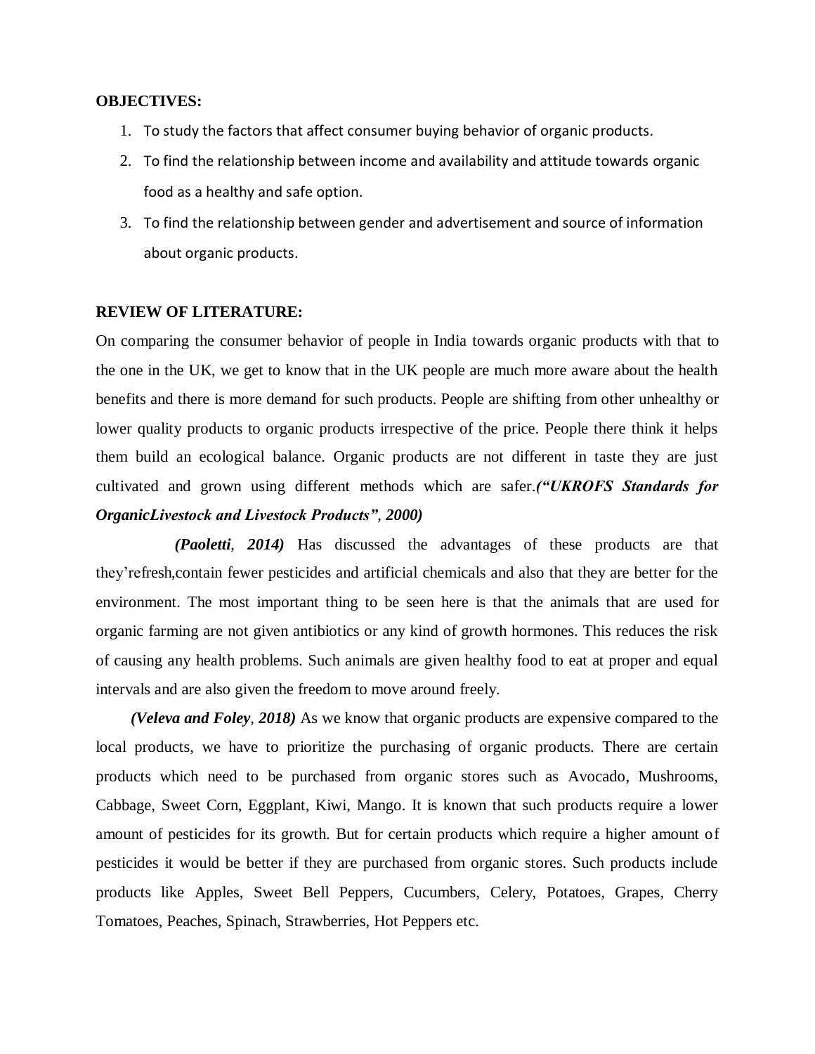**OBJECTIVES:**

1. To study the factors that affect consumer buying behavior of organic products.
2. To find the relationship between income and availability and attitude towards organic food as a healthy and safe option.
3. To find the relationship between gender and advertisement and source of information about organic products.

**REVIEW OF LITERATURE:**

On comparing the consumer behavior of people in India towards organic products with that to the one in the UK, we get to know that in the UK people are much more aware about the health benefits and there is more demand for such products. People are shifting from other unhealthy or lower quality products to organic products irrespective of the price. People there think it helps them build an ecological balance. Organic products are not different in taste they are just cultivated and grown using different methods which are safer.***("UKROFS Standards for OrganicLivestock and Livestock Products", 2000)***

***(Paoletti, 2014)*** Has discussed the advantages of these products are that they'refresh,contain fewer pesticides and artificial chemicals and also that they are better for the environment. The most important thing to be seen here is that the animals that are used for organic farming are not given antibiotics or any kind of growth hormones. This reduces the risk of causing any health problems. Such animals are given healthy food to eat at proper and equal intervals and are also given the freedom to move around freely.

***(Veleva and Foley, 2018)*** As we know that organic products are expensive compared to the local products, we have to prioritize the purchasing of organic products. There are certain products which need to be purchased from organic stores such as Avocado, Mushrooms, Cabbage, Sweet Corn, Eggplant, Kiwi, Mango. It is known that such products require a lower amount of pesticides for its growth. But for certain products which require a higher amount of pesticides it would be better if they are purchased from organic stores. Such products include products like Apples, Sweet Bell Peppers, Cucumbers, Celery, Potatoes, Grapes, Cherry Tomatoes, Peaches, Spinach, Strawberries, Hot Peppers etc.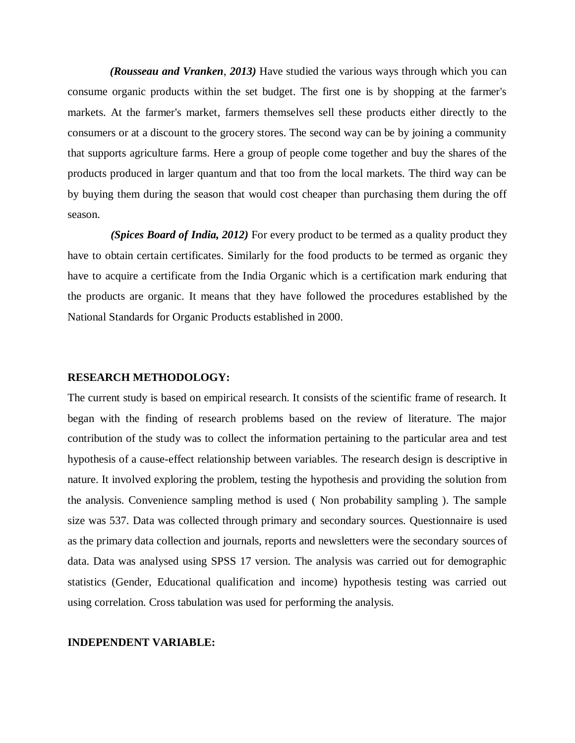***(Rousseau and Vranken*, *2013)*** Have studied the various ways through which you can consume organic products within the set budget. The first one is by shopping at the farmer's markets. At the farmer's market, farmers themselves sell these products either directly to the consumers or at a discount to the grocery stores. The second way can be by joining a community that supports agriculture farms. Here a group of people come together and buy the shares of the products produced in larger quantum and that too from the local markets. The third way can be by buying them during the season that would cost cheaper than purchasing them during the off season.

***(Spices Board of India, 2012)*** For every product to be termed as a quality product they have to obtain certain certificates. Similarly for the food products to be termed as organic they have to acquire a certificate from the India Organic which is a certification mark enduring that the products are organic. It means that they have followed the procedures established by the National Standards for Organic Products established in 2000.

**RESEARCH METHODOLOGY:**

The current study is based on empirical research. It consists of the scientific frame of research. It began with the finding of research problems based on the review of literature. The major contribution of the study was to collect the information pertaining to the particular area and test hypothesis of a cause-effect relationship between variables. The research design is descriptive in nature. It involved exploring the problem, testing the hypothesis and providing the solution from the analysis. Convenience sampling method is used ( Non probability sampling ). The sample size was 537. Data was collected through primary and secondary sources. Questionnaire is used as the primary data collection and journals, reports and newsletters were the secondary sources of data. Data was analysed using SPSS 17 version. The analysis was carried out for demographic statistics (Gender, Educational qualification and income) hypothesis testing was carried out using correlation. Cross tabulation was used for performing the analysis.

**INDEPENDENT VARIABLE:**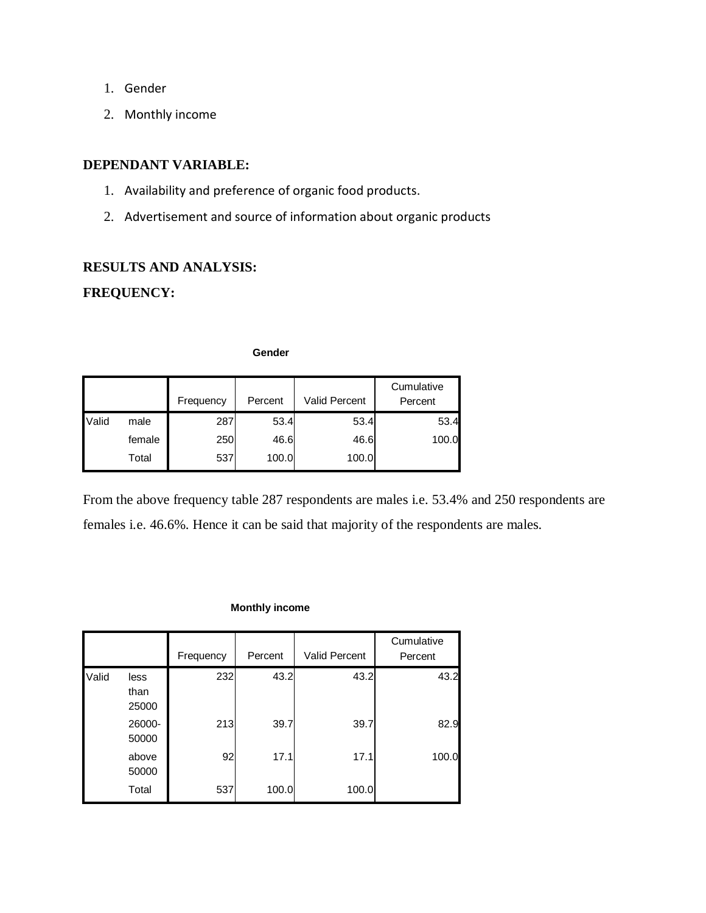1. Gender
2. Monthly income

**DEPENDANT VARIABLE:**

1. Availability and preference of organic food products.
2. Advertisement and source of information about organic products

**RESULTS AND ANALYSIS:**

**FREQUENCY:**

**Gender**

| | | Frequency | Percent | Valid Percent | Cumulative Percent |
|---|---|---|---|---|---|
| Valid | male | 287 | 53.4 | 53.4 | 53.4 |
| | female | 250 | 46.6 | 46.6 | 100.0 |
| | Total | 537 | 100.0 | 100.0 | |

From the above frequency table 287 respondents are males i.e. 53.4% and 250 respondents are females i.e. 46.6%. Hence it can be said that majority of the respondents are males.

**Monthly income**

| | | Frequency | Percent | Valid Percent | Cumulative Percent |
|---|---|---|---|---|---|
| Valid | less than 25000 | 232 | 43.2 | 43.2 | 43.2 |
| | 26000-50000 | 213 | 39.7 | 39.7 | 82.9 |
| | above 50000 | 92 | 17.1 | 17.1 | 100.0 |
| | Total | 537 | 100.0 | 100.0 | |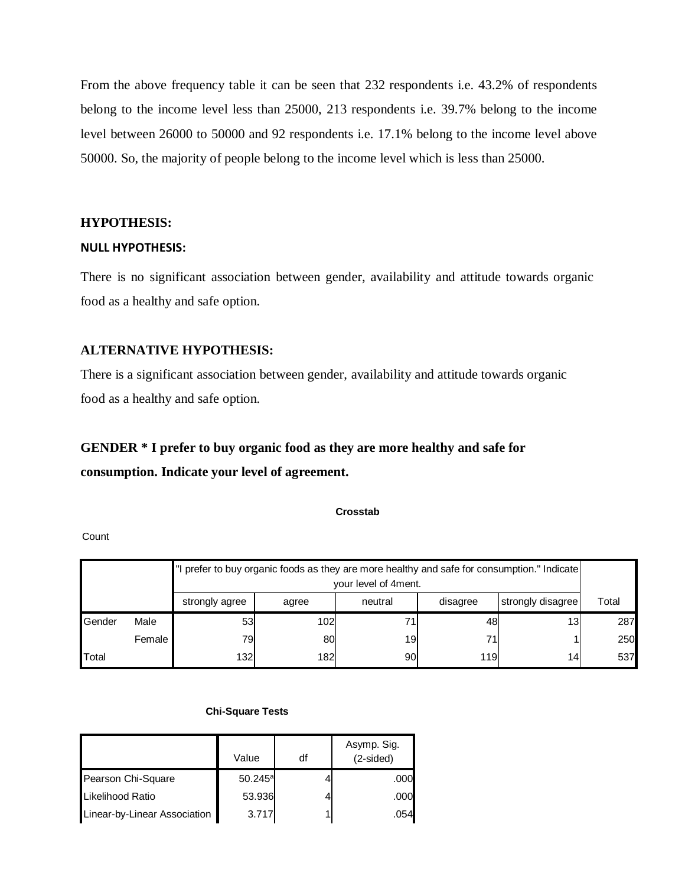From the above frequency table it can be seen that 232 respondents i.e. 43.2% of respondents belong to the income level less than 25000, 213 respondents i.e. 39.7% belong to the income level between 26000 to 50000 and 92 respondents i.e. 17.1% belong to the income level above 50000. So, the majority of people belong to the income level which is less than 25000.

## HYPOTHESIS:

### NULL HYPOTHESIS:

There is no significant association between gender, availability and attitude towards organic food as a healthy and safe option.

### ALTERNATIVE HYPOTHESIS:

There is a significant association between gender, availability and attitude towards organic food as a healthy and safe option.

### GENDER * I prefer to buy organic food as they are more healthy and safe for consumption. Indicate your level of agreement.

**Crosstab**

Count

| | | "I prefer to buy organic foods as they are more healthy and safe for consumption." Indicate your level of 4ment. | | | | | |
|---|---|---|---|---|---|---|---|
| | | strongly agree | agree | neutral | disagree | strongly disagree | Total |
| Gender | Male | 53 | 102 | 71 | 48 | 13 | 287 |
| | Female | 79 | 80 | 19 | 71 | 1 | 250 |
| Total | | 132 | 182 | 90 | 119 | 14 | 537 |

**Chi-Square Tests**

| | Value | df | Asymp. Sig. (2-sided) |
|---|---|---|---|
| Pearson Chi-Square | 50.245[a] | 4 | .000 |
| Likelihood Ratio | 53.936 | 4 | .000 |
| Linear-by-Linear Association | 3.717 | 1 | .054 |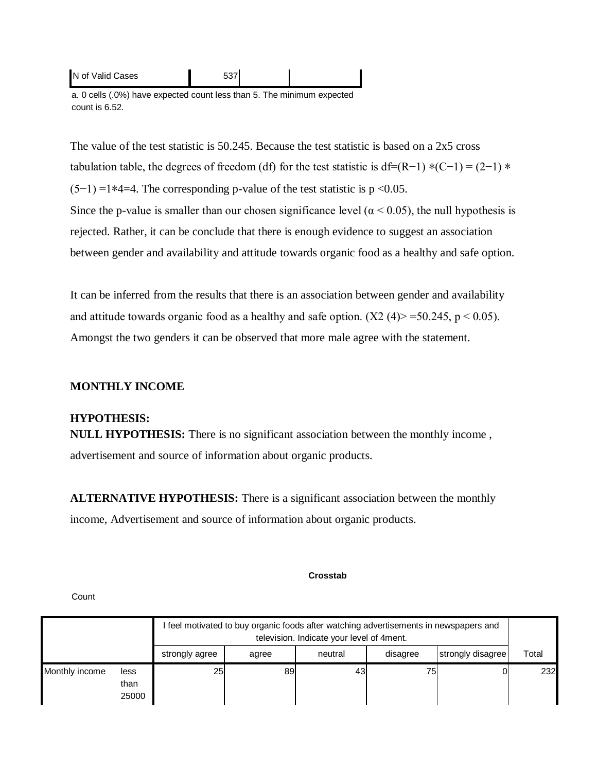| N of Valid Cases | 537 | | |
|---|---|---|---|

a. 0 cells (.0%) have expected count less than 5. The minimum expected count is 6.52.

The value of the test statistic is 50.245. Because the test statistic is based on a 2x5 cross tabulation table, the degrees of freedom (df) for the test statistic is $df=(R-1) * (C-1) = (2-1) * (5-1) = 1*4=4$. The corresponding p-value of the test statistic is $p < 0.05$.
Since the p-value is smaller than our chosen significance level ($\alpha < 0.05$), the null hypothesis is rejected. Rather, it can be conclude that there is enough evidence to suggest an association between gender and availability and attitude towards organic food as a healthy and safe option.

It can be inferred from the results that there is an association between gender and availability and attitude towards organic food as a healthy and safe option. ($X2 (4)> =50.245$, $p < 0.05$). Amongst the two genders it can be observed that more male agree with the statement.

**MONTHLY INCOME**

**HYPOTHESIS:**
**NULL HYPOTHESIS:** There is no significant association between the monthly income , advertisement and source of information about organic products.

**ALTERNATIVE HYPOTHESIS:** There is a significant association between the monthly income, Advertisement and source of information about organic products.

**Crosstab**

Count

| | | I feel motivated to buy organic foods after watching advertisements in newspapers and television. Indicate your level of 4ment. | | | | | Total |
|---|---|---|---|---|---|---|---|
| | | strongly agree | agree | neutral | disagree | strongly disagree | |
| Monthly income | less than 25000 | 25 | 89 | 43 | 75 | 0 | 232 |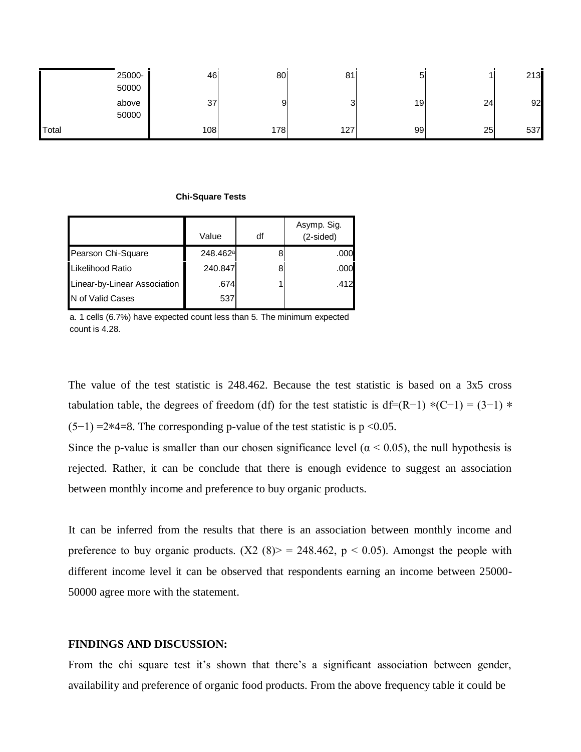| | | | | | | | |
|---|---|---|---|---|---|---|---|
| | 25000-50000 | 46 | 80 | 81 | 5 | 1 | 213 |
| | above 50000 | 37 | 9 | 3 | 19 | 24 | 92 |
| Total | | 108 | 178 | 127 | 99 | 25 | 537 |

**Chi-Square Tests**

| | Value | df | Asymp. Sig. (2-sided) |
|---|---|---|---|
| Pearson Chi-Square | 248.462[a] | 8 | .000 |
| Likelihood Ratio | 240.847 | 8 | .000 |
| Linear-by-Linear Association | .674 | 1 | .412 |
| N of Valid Cases | 537 | | |

a. 1 cells (6.7%) have expected count less than 5. The minimum expected count is 4.28.

The value of the test statistic is 248.462. Because the test statistic is based on a 3x5 cross tabulation table, the degrees of freedom (df) for the test statistic is $df=(R-1) * (C-1) = (3-1) * (5-1) = 2*4=8$. The corresponding p-value of the test statistic is $p < 0.05$.

Since the p-value is smaller than our chosen significance level ($\alpha < 0.05$), the null hypothesis is rejected. Rather, it can be conclude that there is enough evidence to suggest an association between monthly income and preference to buy organic products.

It can be inferred from the results that there is an association between monthly income and preference to buy organic products. ($X2\ (8)> = 248.462$, $p < 0.05$). Amongst the people with different income level it can be observed that respondents earning an income between 25000-50000 agree more with the statement.

**FINDINGS AND DISCUSSION:**

From the chi square test it's shown that there's a significant association between gender, availability and preference of organic food products. From the above frequency table it could be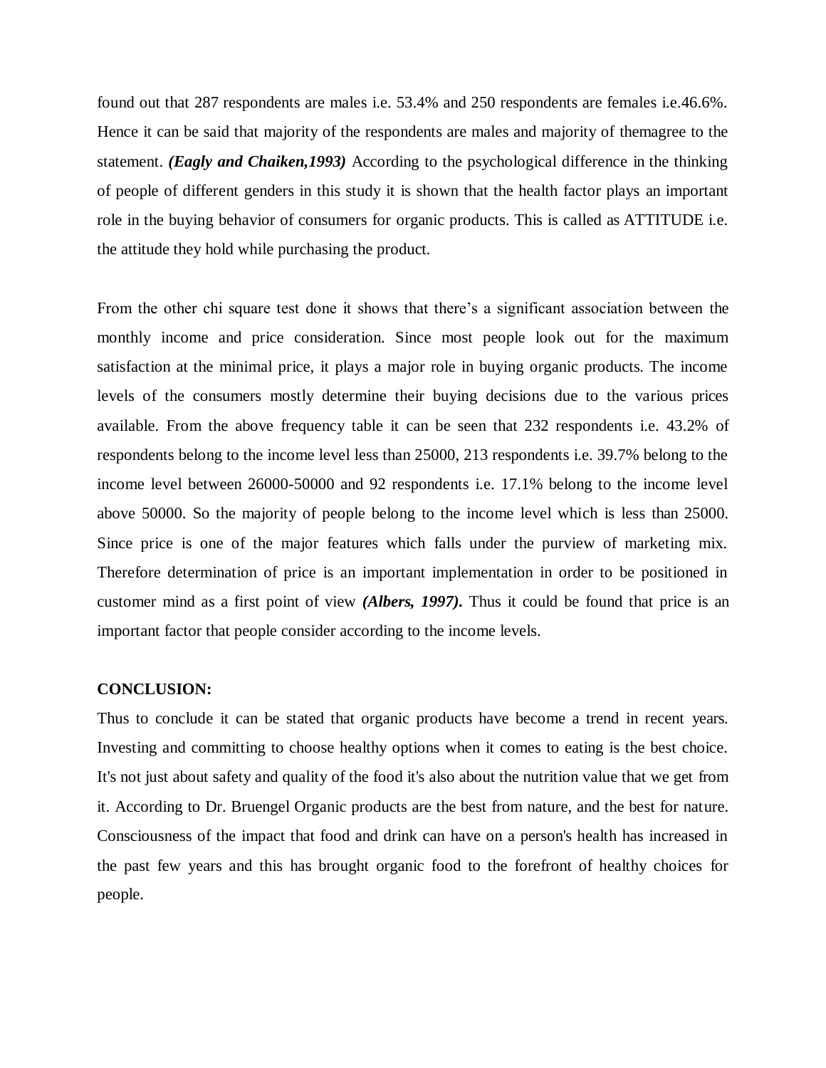found out that 287 respondents are males i.e. 53.4% and 250 respondents are females i.e.46.6%. Hence it can be said that majority of the respondents are males and majority of themagree to the statement. ***(Eagly and Chaiken,1993)*** According to the psychological difference in the thinking of people of different genders in this study it is shown that the health factor plays an important role in the buying behavior of consumers for organic products. This is called as ATTITUDE i.e. the attitude they hold while purchasing the product.

From the other chi square test done it shows that there's a significant association between the monthly income and price consideration. Since most people look out for the maximum satisfaction at the minimal price, it plays a major role in buying organic products. The income levels of the consumers mostly determine their buying decisions due to the various prices available. From the above frequency table it can be seen that 232 respondents i.e. 43.2% of respondents belong to the income level less than 25000, 213 respondents i.e. 39.7% belong to the income level between 26000-50000 and 92 respondents i.e. 17.1% belong to the income level above 50000. So the majority of people belong to the income level which is less than 25000. Since price is one of the major features which falls under the purview of marketing mix. Therefore determination of price is an important implementation in order to be positioned in customer mind as a first point of view ***(Albers, 1997).*** Thus it could be found that price is an important factor that people consider according to the income levels.

**CONCLUSION:**

Thus to conclude it can be stated that organic products have become a trend in recent years. Investing and committing to choose healthy options when it comes to eating is the best choice. It's not just about safety and quality of the food it's also about the nutrition value that we get from it. According to Dr. Bruengel Organic products are the best from nature, and the best for nature. Consciousness of the impact that food and drink can have on a person's health has increased in the past few years and this has brought organic food to the forefront of healthy choices for people.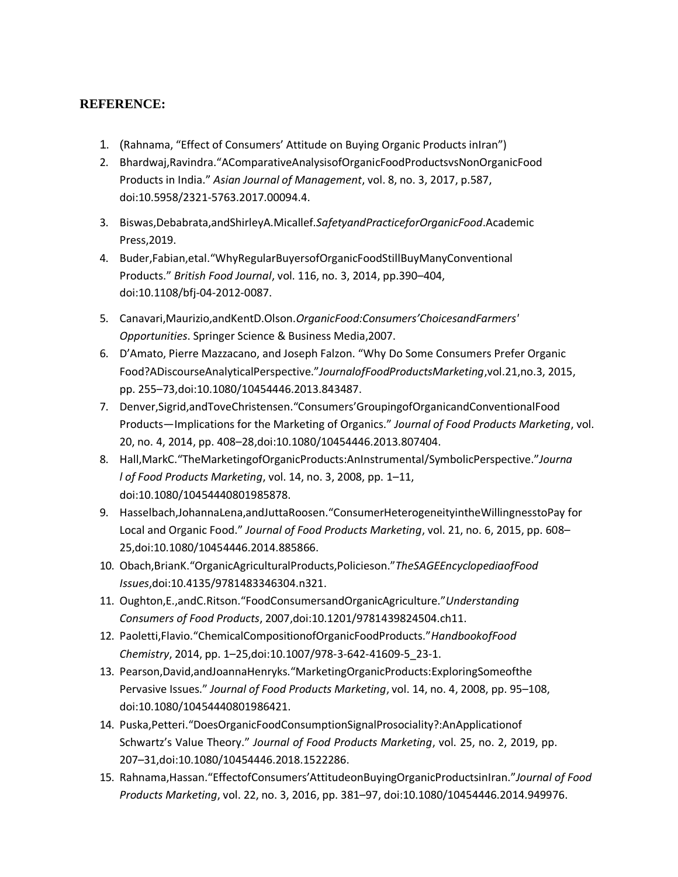## REFERENCE:

1. (Rahnama, "Effect of Consumers' Attitude on Buying Organic Products inIran")
2. Bhardwaj,Ravindra."AComparativeAnalysisofOrganicFoodProductsvsNonOrganicFood Products in India." *Asian Journal of Management*, vol. 8, no. 3, 2017, p.587, doi:10.5958/2321-5763.2017.00094.4.
3. Biswas,Debabrata,andShirleyA.Micallef.*SafetyandPracticeforOrganicFood*.Academic Press,2019.
4. Buder,Fabian,etal."WhyRegularBuyersofOrganicFoodStillBuyManyConventional Products." *British Food Journal*, vol. 116, no. 3, 2014, pp.390–404, doi:10.1108/bfj-04-2012-0087.
5. Canavari,Maurizio,andKentD.Olson.*OrganicFood:Consumers'ChoicesandFarmers' Opportunities*. Springer Science & Business Media,2007.
6. D'Amato, Pierre Mazzacano, and Joseph Falzon. "Why Do Some Consumers Prefer Organic Food?ADiscourseAnalyticalPerspective."*JournalofFoodProductsMarketing*,vol.21,no.3, 2015, pp. 255–73,doi:10.1080/10454446.2013.843487.
7. Denver,Sigrid,andToveChristensen."Consumers'GroupingofOrganicandConventionalFood Products—Implications for the Marketing of Organics." *Journal of Food Products Marketing*, vol. 20, no. 4, 2014, pp. 408–28,doi:10.1080/10454446.2013.807404.
8. Hall,MarkC."TheMarketingofOrganicProducts:AnInstrumental/SymbolicPerspective."*Journa l of Food Products Marketing*, vol. 14, no. 3, 2008, pp. 1–11, doi:10.1080/10454440801985878.
9. Hasselbach,JohannaLena,andJuttaRoosen."ConsumerHeterogeneityintheWillingnesstoPay for Local and Organic Food." *Journal of Food Products Marketing*, vol. 21, no. 6, 2015, pp. 608–25,doi:10.1080/10454446.2014.885866.
10. Obach,BrianK."OrganicAgriculturalProducts,Policieson."*TheSAGEEncyclopediaofFood Issues*,doi:10.4135/9781483346304.n321.
11. Oughton,E.,andC.Ritson."FoodConsumersandOrganicAgriculture."*Understanding Consumers of Food Products*, 2007,doi:10.1201/9781439824504.ch11.
12. Paoletti,Flavio."ChemicalCompositionofOrganicFoodProducts."*HandbookofFood Chemistry*, 2014, pp. 1–25,doi:10.1007/978-3-642-41609-5_23-1.
13. Pearson,David,andJoannaHenryks."MarketingOrganicProducts:ExploringSomeofthe Pervasive Issues." *Journal of Food Products Marketing*, vol. 14, no. 4, 2008, pp. 95–108, doi:10.1080/10454440801986421.
14. Puska,Petteri."DoesOrganicFoodConsumptionSignalProsociality?:AnApplicationof Schwartz's Value Theory." *Journal of Food Products Marketing*, vol. 25, no. 2, 2019, pp. 207–31,doi:10.1080/10454446.2018.1522286.
15. Rahnama,Hassan."EffectofConsumers'AttitudeonBuyingOrganicProductsinIran."*Journal of Food Products Marketing*, vol. 22, no. 3, 2016, pp. 381–97, doi:10.1080/10454446.2014.949976.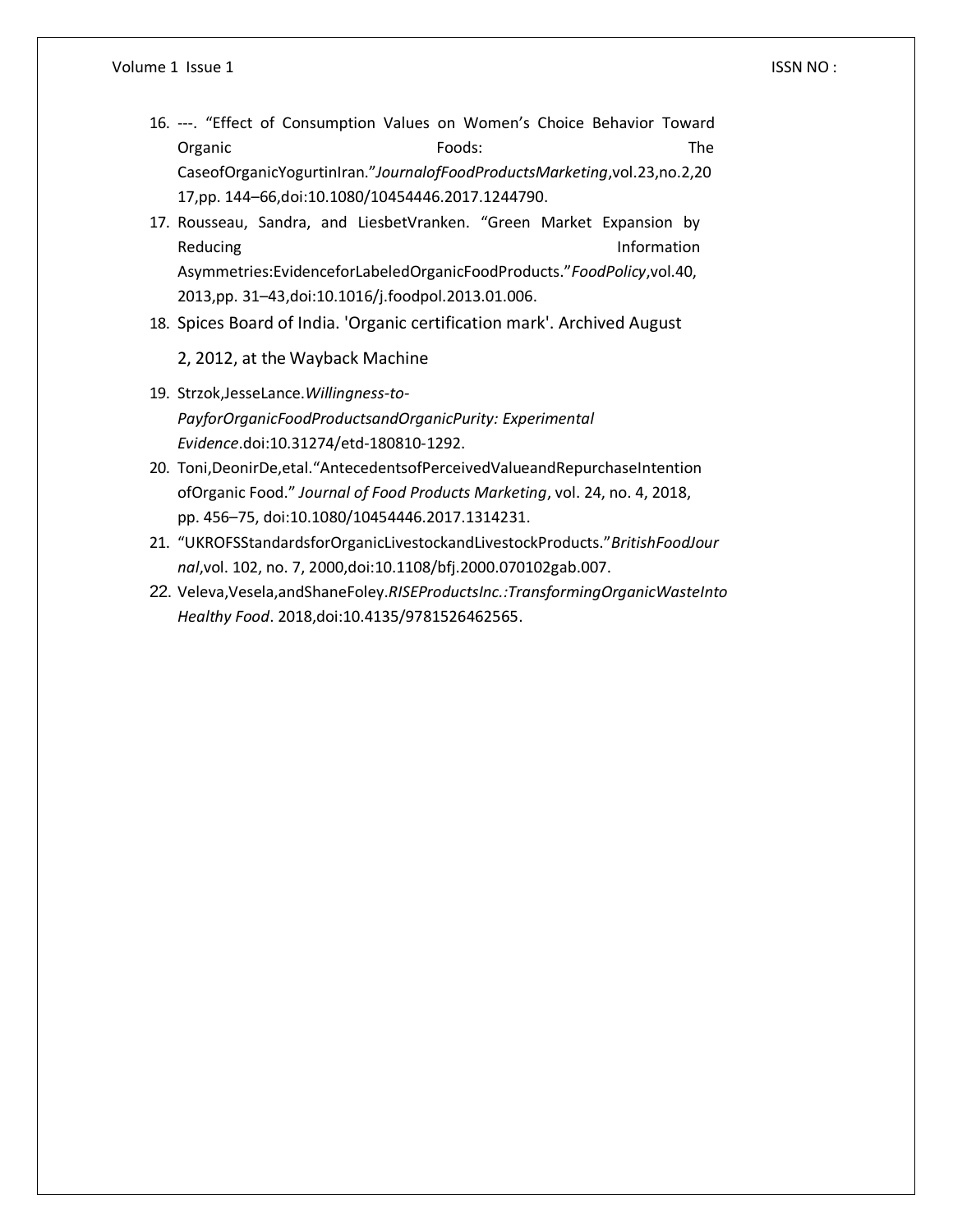16. ---. “Effect of Consumption Values on Women’s Choice Behavior Toward Organic Foods: The CaseofOrganicYogurtinIran.”*JournalofFoodProductsMarketing*,vol.23,no.2,2017,pp. 144–66,doi:10.1080/10454446.2017.1244790.
17. Rousseau, Sandra, and LiesbetVranken. “Green Market Expansion by Reducing Information Asymmetries:EvidenceforLabeledOrganicFoodProducts.”*FoodPolicy*,vol.40, 2013,pp. 31–43,doi:10.1016/j.foodpol.2013.01.006.
18. Spices Board of India. 'Organic certification mark'. Archived August 2, 2012, at the Wayback Machine
19. Strzok,JesseLance.*Willingness-to-PayforOrganicFoodProductsandOrganicPurity: Experimental Evidence*.doi:10.31274/etd-180810-1292.
20. Toni,DeonirDe,etal.“AntecedentsofPerceivedValueandRepurchaseIntention ofOrganic Food.” *Journal of Food Products Marketing*, vol. 24, no. 4, 2018, pp. 456–75, doi:10.1080/10454446.2017.1314231.
21. “UKROFSStandardsforOrganicLivestockandLivestockProducts.”*BritishFoodJournal*,vol. 102, no. 7, 2000,doi:10.1108/bfj.2000.070102gab.007.
22. Veleva,Vesela,andShaneFoley.*RISEProductsInc.:TransformingOrganicWasteInto Healthy Food*. 2018,doi:10.4135/9781526462565.